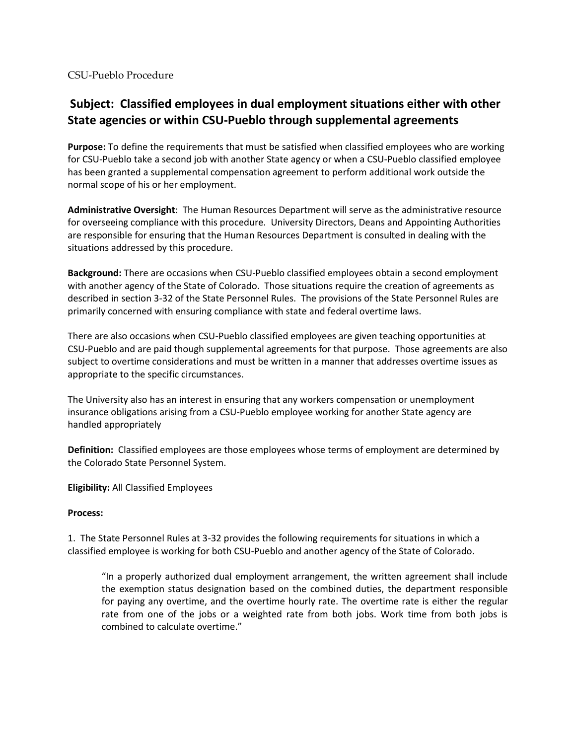CSU-Pueblo Procedure

## Subject: Classified employees in dual employment situations either with other State agencies or within CSU-Pueblo through supplemental agreements

**Purpose:** To define the requirements that must be satisfied when classified employees who are working for CSU-Pueblo take a second job with another State agency or when a CSU-Pueblo classified employee has been granted a supplemental compensation agreement to perform additional work outside the normal scope of his or her employment.

**Administrative Oversight**: The Human Resources Department will serve as the administrative resource for overseeing compliance with this procedure. University Directors, Deans and Appointing Authorities are responsible for ensuring that the Human Resources Department is consulted in dealing with the situations addressed by this procedure.

**Background:** There are occasions when CSU-Pueblo classified employees obtain a second employment with another agency of the State of Colorado. Those situations require the creation of agreements as described in section 3-32 of the State Personnel Rules. The provisions of the State Personnel Rules are primarily concerned with ensuring compliance with state and federal overtime laws.

There are also occasions when CSU-Pueblo classified employees are given teaching opportunities at CSU-Pueblo and are paid though supplemental agreements for that purpose. Those agreements are also subject to overtime considerations and must be written in a manner that addresses overtime issues as appropriate to the specific circumstances.

The University also has an interest in ensuring that any workers compensation or unemployment insurance obligations arising from a CSU-Pueblo employee working for another State agency are handled appropriately

**Definition:** Classified employees are those employees whose terms of employment are determined by the Colorado State Personnel System.

**Eligibility:** All Classified Employees

**Process:**

1. The State Personnel Rules at 3-32 provides the following requirements for situations in which a classified employee is working for both CSU-Pueblo and another agency of the State of Colorado.

> "In a properly authorized dual employment arrangement, the written agreement shall include the exemption status designation based on the combined duties, the department responsible for paying any overtime, and the overtime hourly rate. The overtime rate is either the regular rate from one of the jobs or a weighted rate from both jobs. Work time from both jobs is combined to calculate overtime."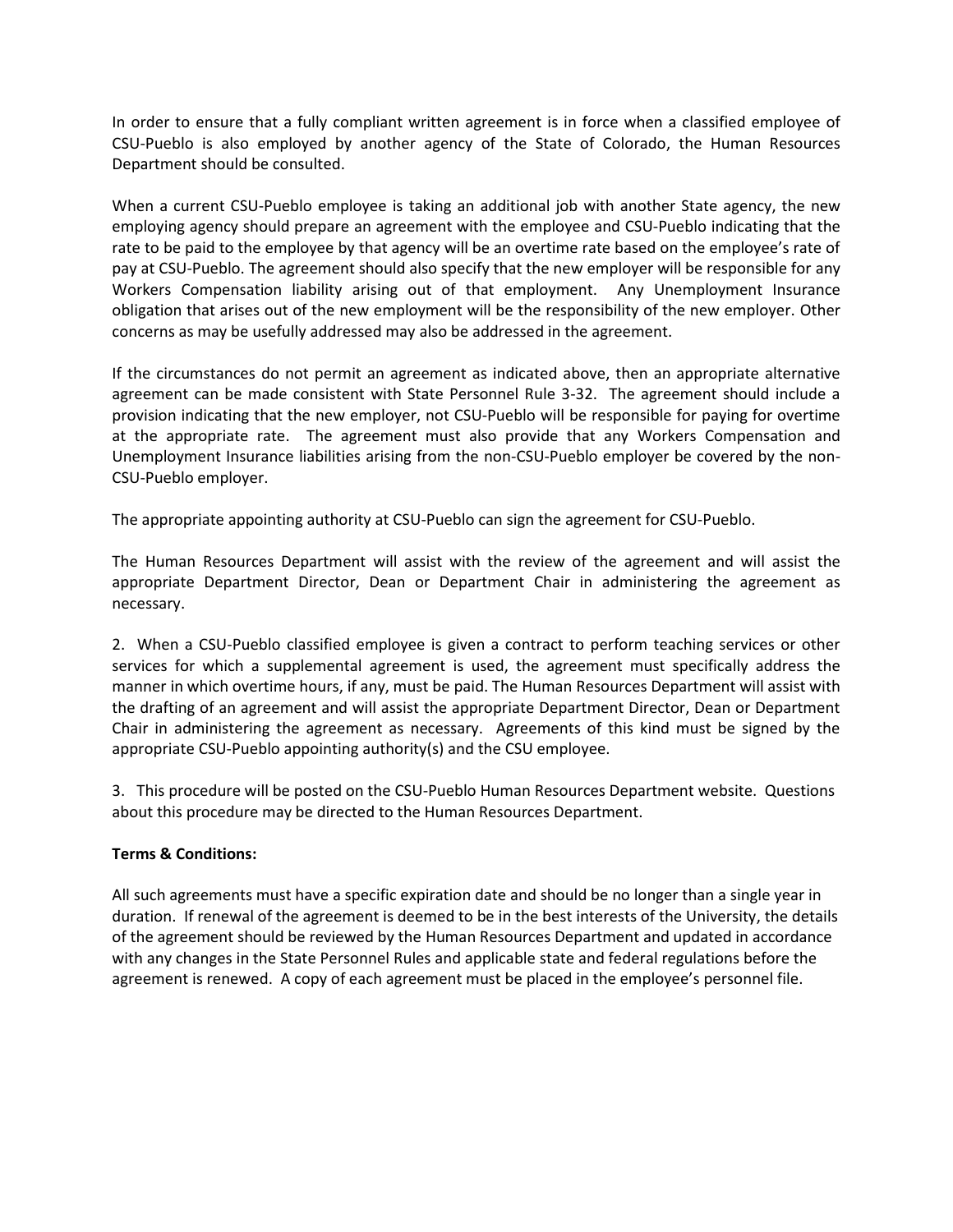In order to ensure that a fully compliant written agreement is in force when a classified employee of CSU-Pueblo is also employed by another agency of the State of Colorado, the Human Resources Department should be consulted.

When a current CSU-Pueblo employee is taking an additional job with another State agency, the new employing agency should prepare an agreement with the employee and CSU-Pueblo indicating that the rate to be paid to the employee by that agency will be an overtime rate based on the employee's rate of pay at CSU-Pueblo. The agreement should also specify that the new employer will be responsible for any Workers Compensation liability arising out of that employment. Any Unemployment Insurance obligation that arises out of the new employment will be the responsibility of the new employer. Other concerns as may be usefully addressed may also be addressed in the agreement.

If the circumstances do not permit an agreement as indicated above, then an appropriate alternative agreement can be made consistent with State Personnel Rule 3-32. The agreement should include a provision indicating that the new employer, not CSU-Pueblo will be responsible for paying for overtime at the appropriate rate. The agreement must also provide that any Workers Compensation and Unemployment Insurance liabilities arising from the non-CSU-Pueblo employer be covered by the non-CSU-Pueblo employer.

The appropriate appointing authority at CSU-Pueblo can sign the agreement for CSU-Pueblo.

The Human Resources Department will assist with the review of the agreement and will assist the appropriate Department Director, Dean or Department Chair in administering the agreement as necessary.

2. When a CSU-Pueblo classified employee is given a contract to perform teaching services or other services for which a supplemental agreement is used, the agreement must specifically address the manner in which overtime hours, if any, must be paid. The Human Resources Department will assist with the drafting of an agreement and will assist the appropriate Department Director, Dean or Department Chair in administering the agreement as necessary. Agreements of this kind must be signed by the appropriate CSU-Pueblo appointing authority(s) and the CSU employee.

3. This procedure will be posted on the CSU-Pueblo Human Resources Department website. Questions about this procedure may be directed to the Human Resources Department.

**Terms & Conditions:**

All such agreements must have a specific expiration date and should be no longer than a single year in duration. If renewal of the agreement is deemed to be in the best interests of the University, the details of the agreement should be reviewed by the Human Resources Department and updated in accordance with any changes in the State Personnel Rules and applicable state and federal regulations before the agreement is renewed. A copy of each agreement must be placed in the employee's personnel file.